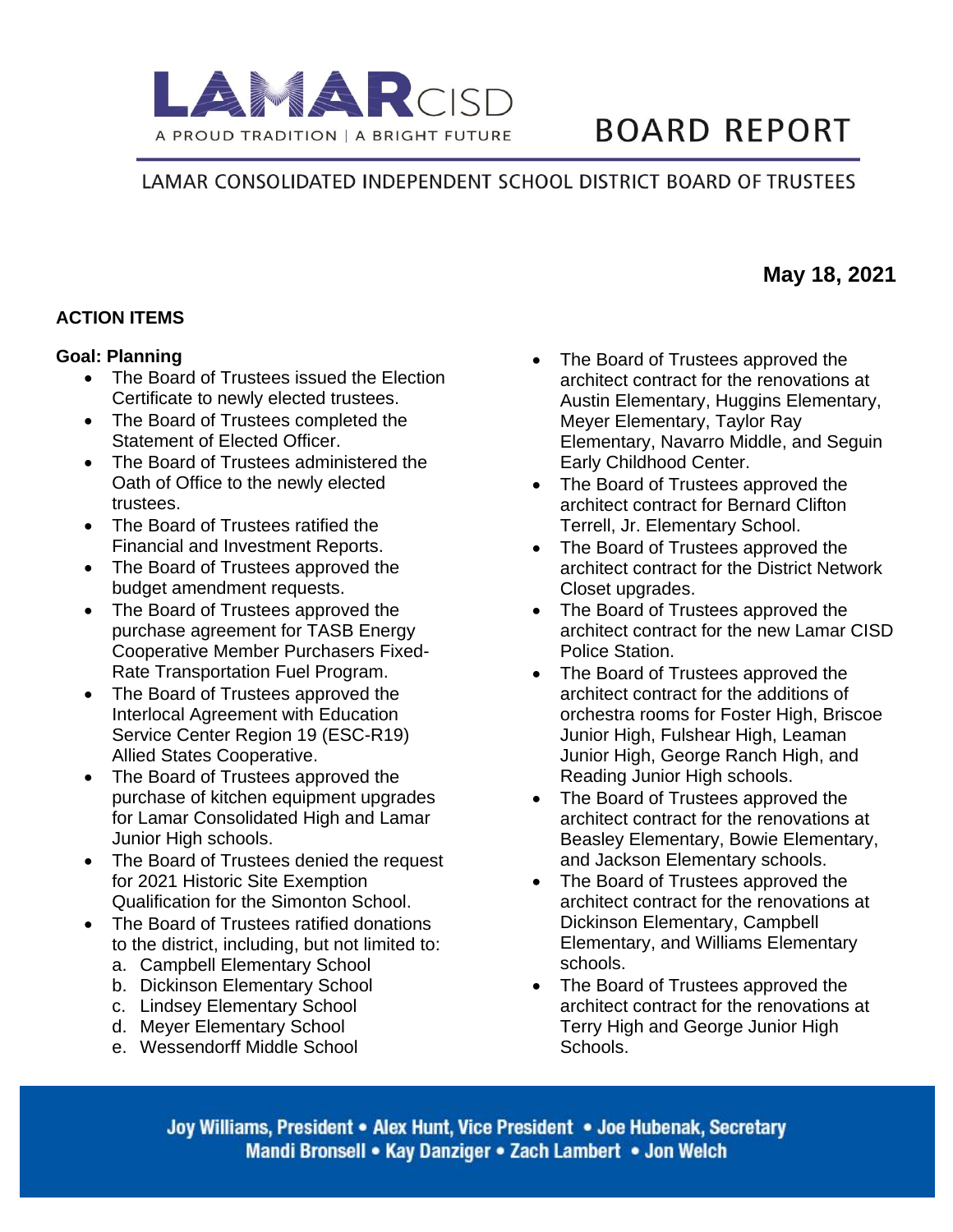LAMAR CISD

A PROUD TRADITION | A BRIGHT FUTURE

# BOARD REPORT

LAMAR CONSOLIDATED INDEPENDENT SCHOOL DISTRICT BOARD OF TRUSTEES

**May 18, 2021**

## ACTION ITEMS

### Goal: Planning

- The Board of Trustees issued the Election Certificate to newly elected trustees.
- The Board of Trustees completed the Statement of Elected Officer.
- The Board of Trustees administered the Oath of Office to the newly elected trustees.
- The Board of Trustees ratified the Financial and Investment Reports.
- The Board of Trustees approved the budget amendment requests.
- The Board of Trustees approved the purchase agreement for TASB Energy Cooperative Member Purchasers Fixed-Rate Transportation Fuel Program.
- The Board of Trustees approved the Interlocal Agreement with Education Service Center Region 19 (ESC-R19) Allied States Cooperative.
- The Board of Trustees approved the purchase of kitchen equipment upgrades for Lamar Consolidated High and Lamar Junior High schools.
- The Board of Trustees denied the request for 2021 Historic Site Exemption Qualification for the Simonton School.
- The Board of Trustees ratified donations to the district, including, but not limited to:
  a. Campbell Elementary School
  b. Dickinson Elementary School
  c. Lindsey Elementary School
  d. Meyer Elementary School
  e. Wessendorff Middle School
- The Board of Trustees approved the architect contract for the renovations at Austin Elementary, Huggins Elementary, Meyer Elementary, Taylor Ray Elementary, Navarro Middle, and Seguin Early Childhood Center.
- The Board of Trustees approved the architect contract for Bernard Clifton Terrell, Jr. Elementary School.
- The Board of Trustees approved the architect contract for the District Network Closet upgrades.
- The Board of Trustees approved the architect contract for the new Lamar CISD Police Station.
- The Board of Trustees approved the architect contract for the additions of orchestra rooms for Foster High, Briscoe Junior High, Fulshear High, Leaman Junior High, George Ranch High, and Reading Junior High schools.
- The Board of Trustees approved the architect contract for the renovations at Beasley Elementary, Bowie Elementary, and Jackson Elementary schools.
- The Board of Trustees approved the architect contract for the renovations at Dickinson Elementary, Campbell Elementary, and Williams Elementary schools.
- The Board of Trustees approved the architect contract for the renovations at Terry High and George Junior High Schools.

Joy Williams, President • Alex Hunt, Vice President • Joe Hubenak, Secretary
Mandi Bronsell • Kay Danziger • Zach Lambert • Jon Welch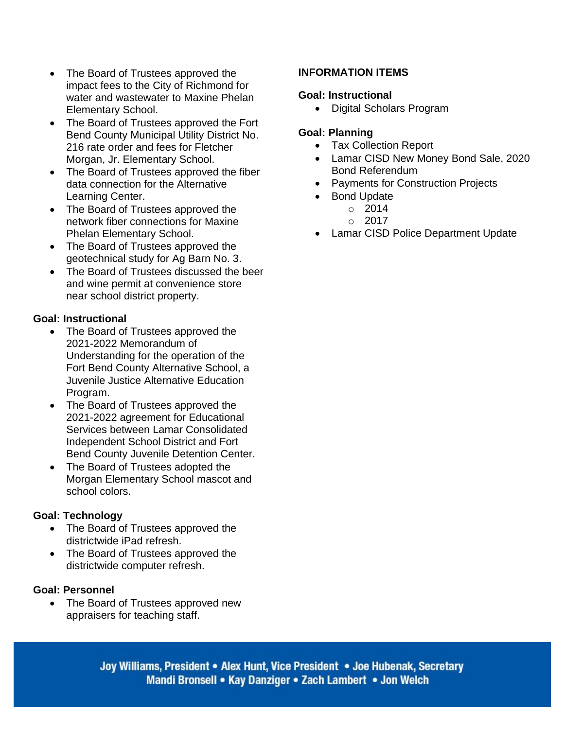- The Board of Trustees approved the impact fees to the City of Richmond for water and wastewater to Maxine Phelan Elementary School.
- The Board of Trustees approved the Fort Bend County Municipal Utility District No. 216 rate order and fees for Fletcher Morgan, Jr. Elementary School.
- The Board of Trustees approved the fiber data connection for the Alternative Learning Center.
- The Board of Trustees approved the network fiber connections for Maxine Phelan Elementary School.
- The Board of Trustees approved the geotechnical study for Ag Barn No. 3.
- The Board of Trustees discussed the beer and wine permit at convenience store near school district property.

**Goal: Instructional**

- The Board of Trustees approved the 2021-2022 Memorandum of Understanding for the operation of the Fort Bend County Alternative School, a Juvenile Justice Alternative Education Program.
- The Board of Trustees approved the 2021-2022 agreement for Educational Services between Lamar Consolidated Independent School District and Fort Bend County Juvenile Detention Center.
- The Board of Trustees adopted the Morgan Elementary School mascot and school colors.

**Goal: Technology**

- The Board of Trustees approved the districtwide iPad refresh.
- The Board of Trustees approved the districtwide computer refresh.

**Goal: Personnel**

- The Board of Trustees approved new appraisers for teaching staff.

**INFORMATION ITEMS**

**Goal: Instructional**

- Digital Scholars Program

**Goal: Planning**

- Tax Collection Report
- Lamar CISD New Money Bond Sale, 2020 Bond Referendum
- Payments for Construction Projects
- Bond Update
  - 2014
  - 2017
- Lamar CISD Police Department Update

Joy Williams, President • Alex Hunt, Vice President • Joe Hubenak, Secretary
Mandi Bronsell • Kay Danziger • Zach Lambert • Jon Welch